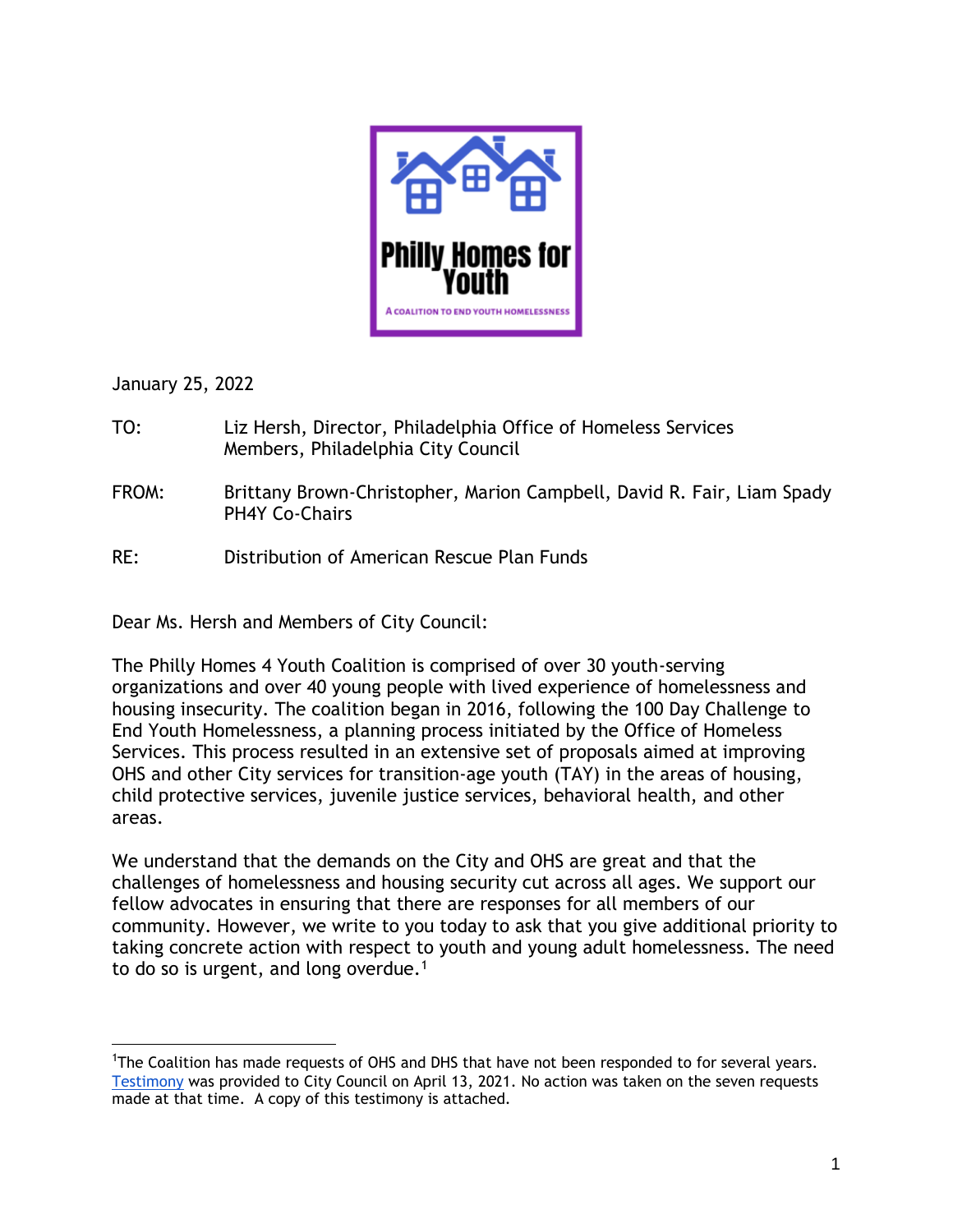**Philly Homes for Youth**

A COALITION TO END YOUTH HOMELESSNESS

January 25, 2022

TO: Liz Hersh, Director, Philadelphia Office of Homeless Services
Members, Philadelphia City Council

FROM: Brittany Brown-Christopher, Marion Campbell, David R. Fair, Liam Spady
PH4Y Co-Chairs

RE: Distribution of American Rescue Plan Funds

Dear Ms. Hersh and Members of City Council:

The Philly Homes 4 Youth Coalition is comprised of over 30 youth-serving organizations and over 40 young people with lived experience of homelessness and housing insecurity. The coalition began in 2016, following the 100 Day Challenge to End Youth Homelessness, a planning process initiated by the Office of Homeless Services. This process resulted in an extensive set of proposals aimed at improving OHS and other City services for transition-age youth (TAY) in the areas of housing, child protective services, juvenile justice services, behavioral health, and other areas.

We understand that the demands on the City and OHS are great and that the challenges of homelessness and housing security cut across all ages. We support our fellow advocates in ensuring that there are responses for all members of our community. However, we write to you today to ask that you give additional priority to taking concrete action with respect to youth and young adult homelessness. The need to do so is urgent, and long overdue.[1]

---

[1]The Coalition has made requests of OHS and DHS that have not been responded to for several years. Testimony was provided to City Council on April 13, 2021. No action was taken on the seven requests made at that time. A copy of this testimony is attached.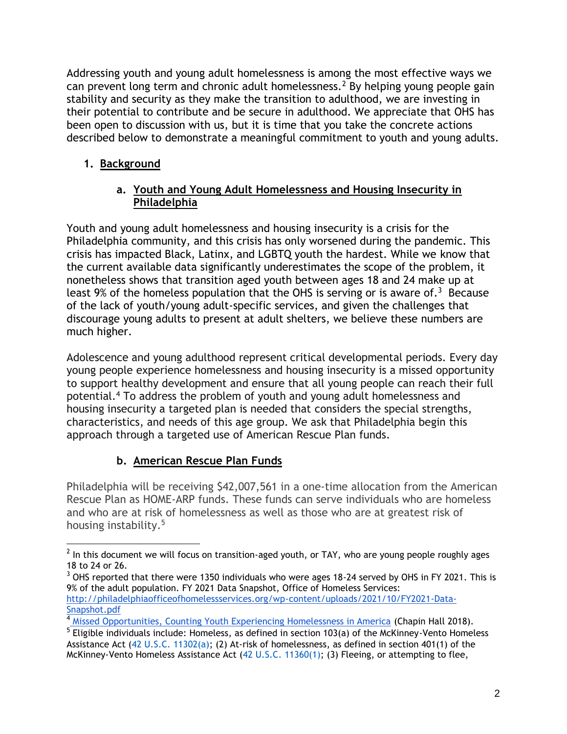Addressing youth and young adult homelessness is among the most effective ways we can prevent long term and chronic adult homelessness.[2] By helping young people gain stability and security as they make the transition to adulthood, we are investing in their potential to contribute and be secure in adulthood. We appreciate that OHS has been open to discussion with us, but it is time that you take the concrete actions described below to demonstrate a meaningful commitment to youth and young adults.

## 1. Background

### a. Youth and Young Adult Homelessness and Housing Insecurity in Philadelphia

Youth and young adult homelessness and housing insecurity is a crisis for the Philadelphia community, and this crisis has only worsened during the pandemic. This crisis has impacted Black, Latinx, and LGBTQ youth the hardest. While we know that the current available data significantly underestimates the scope of the problem, it nonetheless shows that transition aged youth between ages 18 and 24 make up at least 9% of the homeless population that the OHS is serving or is aware of.[3] Because of the lack of youth/young adult-specific services, and given the challenges that discourage young adults to present at adult shelters, we believe these numbers are much higher.

Adolescence and young adulthood represent critical developmental periods. Every day young people experience homelessness and housing insecurity is a missed opportunity to support healthy development and ensure that all young people can reach their full potential.[4] To address the problem of youth and young adult homelessness and housing insecurity a targeted plan is needed that considers the special strengths, characteristics, and needs of this age group. We ask that Philadelphia begin this approach through a targeted use of American Rescue Plan funds.

### b. American Rescue Plan Funds

Philadelphia will be receiving $42,007,561 in a one-time allocation from the American Rescue Plan as HOME-ARP funds. These funds can serve individuals who are homeless and who are at risk of homelessness as well as those who are at greatest risk of housing instability.[5]

---

[2] In this document we will focus on transition-aged youth, or TAY, who are young people roughly ages 18 to 24 or 26.

[3] OHS reported that there were 1350 individuals who were ages 18-24 served by OHS in FY 2021. This is 9% of the adult population. FY 2021 Data Snapshot, Office of Homeless Services: http://philadelphiaofficeofhomelessservices.org/wp-content/uploads/2021/10/FY2021-Data-Snapshot.pdf

[4] Missed Opportunities, Counting Youth Experiencing Homelessness in America (Chapin Hall 2018).

[5] Eligible individuals include: Homeless, as defined in section 103(a) of the McKinney-Vento Homeless Assistance Act (42 U.S.C. 11302(a); (2) At-risk of homelessness, as defined in section 401(1) of the McKinney-Vento Homeless Assistance Act (42 U.S.C. 11360(1); (3) Fleeing, or attempting to flee,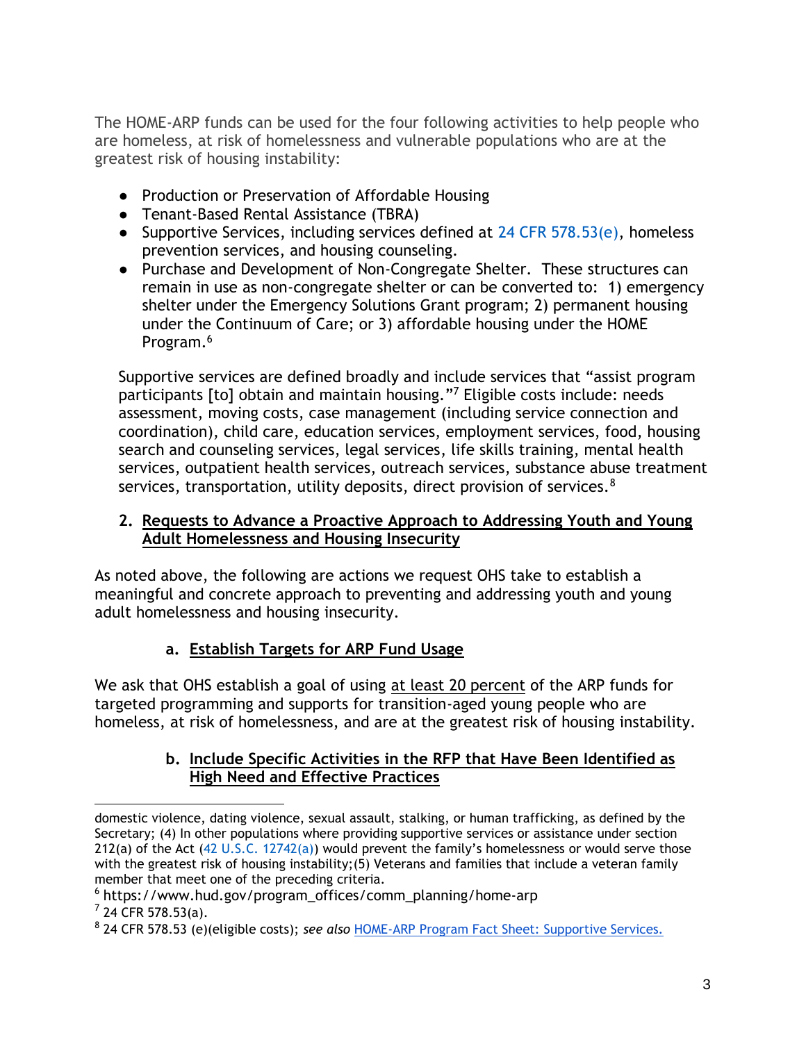The HOME-ARP funds can be used for the four following activities to help people who are homeless, at risk of homelessness and vulnerable populations who are at the greatest risk of housing instability:

- Production or Preservation of Affordable Housing
- Tenant-Based Rental Assistance (TBRA)
- Supportive Services, including services defined at 24 CFR 578.53(e), homeless prevention services, and housing counseling.
- Purchase and Development of Non-Congregate Shelter. These structures can remain in use as non-congregate shelter or can be converted to: 1) emergency shelter under the Emergency Solutions Grant program; 2) permanent housing under the Continuum of Care; or 3) affordable housing under the HOME Program.[6]

Supportive services are defined broadly and include services that "assist program participants [to] obtain and maintain housing."[7] Eligible costs include: needs assessment, moving costs, case management (including service connection and coordination), child care, education services, employment services, food, housing search and counseling services, legal services, life skills training, mental health services, outpatient health services, outreach services, substance abuse treatment services, transportation, utility deposits, direct provision of services.[8]

2. **Requests to Advance a Proactive Approach to Addressing Youth and Young Adult Homelessness and Housing Insecurity**

As noted above, the following are actions we request OHS take to establish a meaningful and concrete approach to preventing and addressing youth and young adult homelessness and housing insecurity.

a. **Establish Targets for ARP Fund Usage**

We ask that OHS establish a goal of using at least 20 percent of the ARP funds for targeted programming and supports for transition-aged young people who are homeless, at risk of homelessness, and are at the greatest risk of housing instability.

b. **Include Specific Activities in the RFP that Have Been Identified as High Need and Effective Practices**

---

domestic violence, dating violence, sexual assault, stalking, or human trafficking, as defined by the Secretary; (4) In other populations where providing supportive services or assistance under section 212(a) of the Act (42 U.S.C. 12742(a)) would prevent the family's homelessness or would serve those with the greatest risk of housing instability; (5) Veterans and families that include a veteran family member that meet one of the preceding criteria.

[6] https://www.hud.gov/program_offices/comm_planning/home-arp

[7] 24 CFR 578.53(a).

[8] 24 CFR 578.53 (e)(eligible costs); *see also* HOME-ARP Program Fact Sheet: Supportive Services.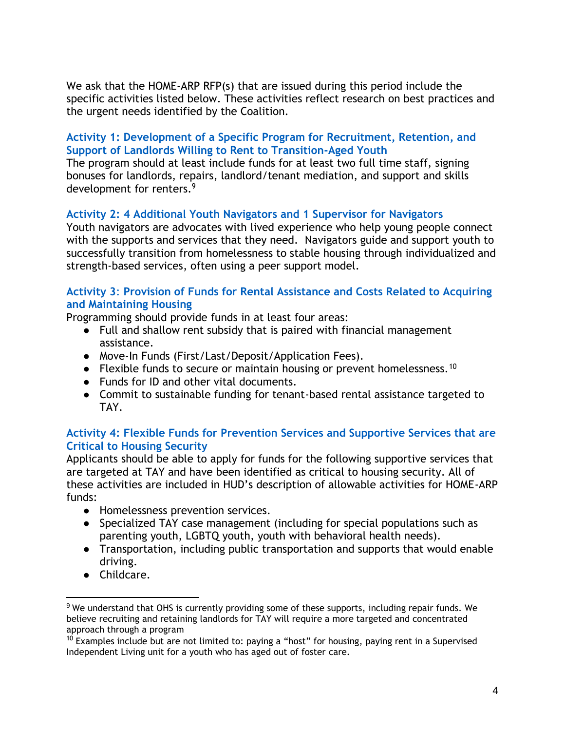We ask that the HOME-ARP RFP(s) that are issued during this period include the specific activities listed below. These activities reflect research on best practices and the urgent needs identified by the Coalition.

### Activity 1: Development of a Specific Program for Recruitment, Retention, and Support of Landlords Willing to Rent to Transition-Aged Youth

The program should at least include funds for at least two full time staff, signing bonuses for landlords, repairs, landlord/tenant mediation, and support and skills development for renters.[9]

### Activity 2: 4 Additional Youth Navigators and 1 Supervisor for Navigators

Youth navigators are advocates with lived experience who help young people connect with the supports and services that they need. Navigators guide and support youth to successfully transition from homelessness to stable housing through individualized and strength-based services, often using a peer support model.

### Activity 3: Provision of Funds for Rental Assistance and Costs Related to Acquiring and Maintaining Housing

Programming should provide funds in at least four areas:

- Full and shallow rent subsidy that is paired with financial management assistance.
- Move-In Funds (First/Last/Deposit/Application Fees).
- Flexible funds to secure or maintain housing or prevent homelessness.[10]
- Funds for ID and other vital documents.
- Commit to sustainable funding for tenant-based rental assistance targeted to TAY.

### Activity 4: Flexible Funds for Prevention Services and Supportive Services that are Critical to Housing Security

Applicants should be able to apply for funds for the following supportive services that are targeted at TAY and have been identified as critical to housing security. All of these activities are included in HUD's description of allowable activities for HOME-ARP funds:

- Homelessness prevention services.
- Specialized TAY case management (including for special populations such as parenting youth, LGBTQ youth, youth with behavioral health needs).
- Transportation, including public transportation and supports that would enable driving.
- Childcare.

---

[9] We understand that OHS is currently providing some of these supports, including repair funds. We believe recruiting and retaining landlords for TAY will require a more targeted and concentrated approach through a program

[10] Examples include but are not limited to: paying a "host" for housing, paying rent in a Supervised Independent Living unit for a youth who has aged out of foster care.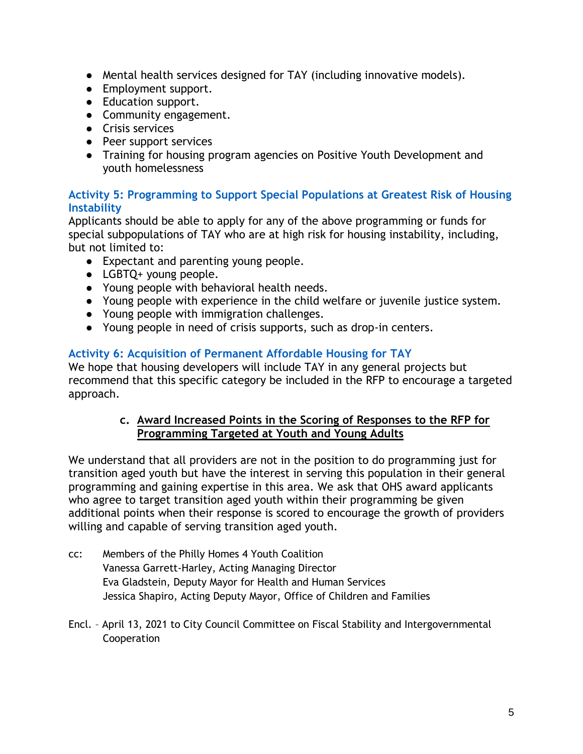- Mental health services designed for TAY (including innovative models).
- Employment support.
- Education support.
- Community engagement.
- Crisis services
- Peer support services
- Training for housing program agencies on Positive Youth Development and youth homelessness

### Activity 5: Programming to Support Special Populations at Greatest Risk of Housing Instability

Applicants should be able to apply for any of the above programming or funds for special subpopulations of TAY who are at high risk for housing instability, including, but not limited to:

- Expectant and parenting young people.
- LGBTQ+ young people.
- Young people with behavioral health needs.
- Young people with experience in the child welfare or juvenile justice system.
- Young people with immigration challenges.
- Young people in need of crisis supports, such as drop-in centers.

### Activity 6: Acquisition of Permanent Affordable Housing for TAY

We hope that housing developers will include TAY in any general projects but recommend that this specific category be included in the RFP to encourage a targeted approach.

**c. Award Increased Points in the Scoring of Responses to the RFP for Programming Targeted at Youth and Young Adults**

We understand that all providers are not in the position to do programming just for transition aged youth but have the interest in serving this population in their general programming and gaining expertise in this area. We ask that OHS award applicants who agree to target transition aged youth within their programming be given additional points when their response is scored to encourage the growth of providers willing and capable of serving transition aged youth.

cc: Members of the Philly Homes 4 Youth Coalition
Vanessa Garrett-Harley, Acting Managing Director
Eva Gladstein, Deputy Mayor for Health and Human Services
Jessica Shapiro, Acting Deputy Mayor, Office of Children and Families

Encl. – April 13, 2021 to City Council Committee on Fiscal Stability and Intergovernmental Cooperation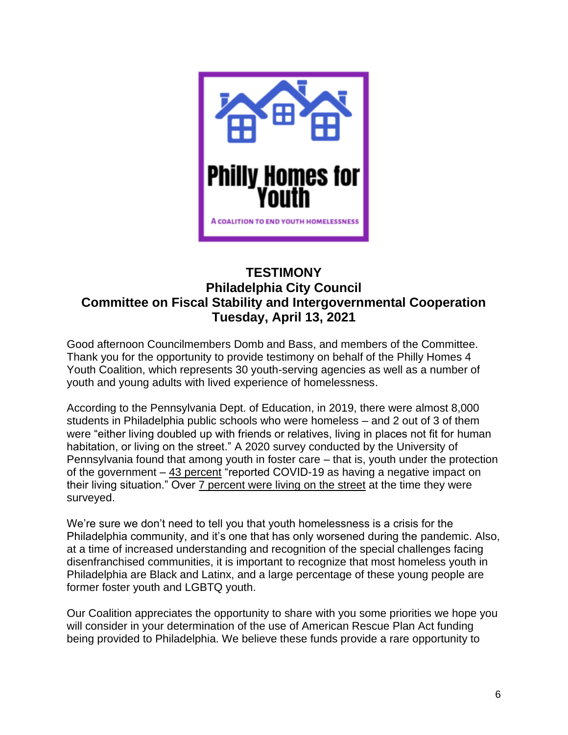Philly Homes for Youth

A COALITION TO END YOUTH HOMELESSNESS

## TESTIMONY
## Philadelphia City Council
## Committee on Fiscal Stability and Intergovernmental Cooperation
## Tuesday, April 13, 2021

Good afternoon Councilmembers Domb and Bass, and members of the Committee. Thank you for the opportunity to provide testimony on behalf of the Philly Homes 4 Youth Coalition, which represents 30 youth-serving agencies as well as a number of youth and young adults with lived experience of homelessness.

According to the Pennsylvania Dept. of Education, in 2019, there were almost 8,000 students in Philadelphia public schools who were homeless – and 2 out of 3 of them were "either living doubled up with friends or relatives, living in places not fit for human habitation, or living on the street." A 2020 survey conducted by the University of Pennsylvania found that among youth in foster care – that is, youth under the protection of the government – 43 percent "reported COVID-19 as having a negative impact on their living situation." Over 7 percent were living on the street at the time they were surveyed.

We're sure we don't need to tell you that youth homelessness is a crisis for the Philadelphia community, and it's one that has only worsened during the pandemic. Also, at a time of increased understanding and recognition of the special challenges facing disenfranchised communities, it is important to recognize that most homeless youth in Philadelphia are Black and Latinx, and a large percentage of these young people are former foster youth and LGBTQ youth.

Our Coalition appreciates the opportunity to share with you some priorities we hope you will consider in your determination of the use of American Rescue Plan Act funding being provided to Philadelphia. We believe these funds provide a rare opportunity to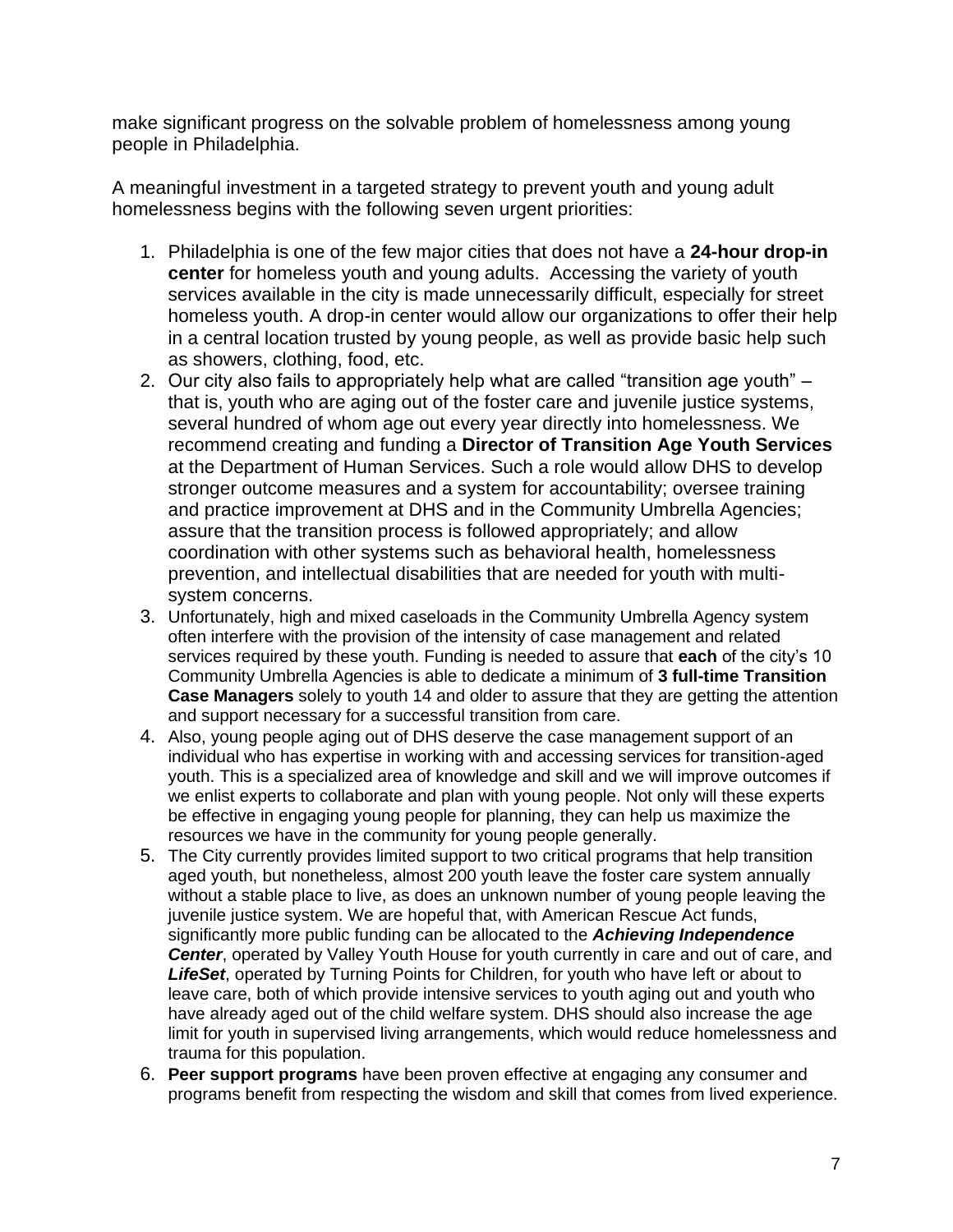make significant progress on the solvable problem of homelessness among young people in Philadelphia.

A meaningful investment in a targeted strategy to prevent youth and young adult homelessness begins with the following seven urgent priorities:

1. Philadelphia is one of the few major cities that does not have a **24-hour drop-in center** for homeless youth and young adults. Accessing the variety of youth services available in the city is made unnecessarily difficult, especially for street homeless youth. A drop-in center would allow our organizations to offer their help in a central location trusted by young people, as well as provide basic help such as showers, clothing, food, etc.
2. Our city also fails to appropriately help what are called "transition age youth" – that is, youth who are aging out of the foster care and juvenile justice systems, several hundred of whom age out every year directly into homelessness. We recommend creating and funding a **Director of Transition Age Youth Services** at the Department of Human Services. Such a role would allow DHS to develop stronger outcome measures and a system for accountability; oversee training and practice improvement at DHS and in the Community Umbrella Agencies; assure that the transition process is followed appropriately; and allow coordination with other systems such as behavioral health, homelessness prevention, and intellectual disabilities that are needed for youth with multi-system concerns.
3. Unfortunately, high and mixed caseloads in the Community Umbrella Agency system often interfere with the provision of the intensity of case management and related services required by these youth. Funding is needed to assure that **each** of the city's 10 Community Umbrella Agencies is able to dedicate a minimum of **3 full-time Transition Case Managers** solely to youth 14 and older to assure that they are getting the attention and support necessary for a successful transition from care.
4. Also, young people aging out of DHS deserve the case management support of an individual who has expertise in working with and accessing services for transition-aged youth. This is a specialized area of knowledge and skill and we will improve outcomes if we enlist experts to collaborate and plan with young people. Not only will these experts be effective in engaging young people for planning, they can help us maximize the resources we have in the community for young people generally.
5. The City currently provides limited support to two critical programs that help transition aged youth, but nonetheless, almost 200 youth leave the foster care system annually without a stable place to live, as does an unknown number of young people leaving the juvenile justice system. We are hopeful that, with American Rescue Act funds, significantly more public funding can be allocated to the ***Achieving Independence Center***, operated by Valley Youth House for youth currently in care and out of care, and ***LifeSet***, operated by Turning Points for Children, for youth who have left or about to leave care, both of which provide intensive services to youth aging out and youth who have already aged out of the child welfare system. DHS should also increase the age limit for youth in supervised living arrangements, which would reduce homelessness and trauma for this population.
6. **Peer support programs** have been proven effective at engaging any consumer and programs benefit from respecting the wisdom and skill that comes from lived experience.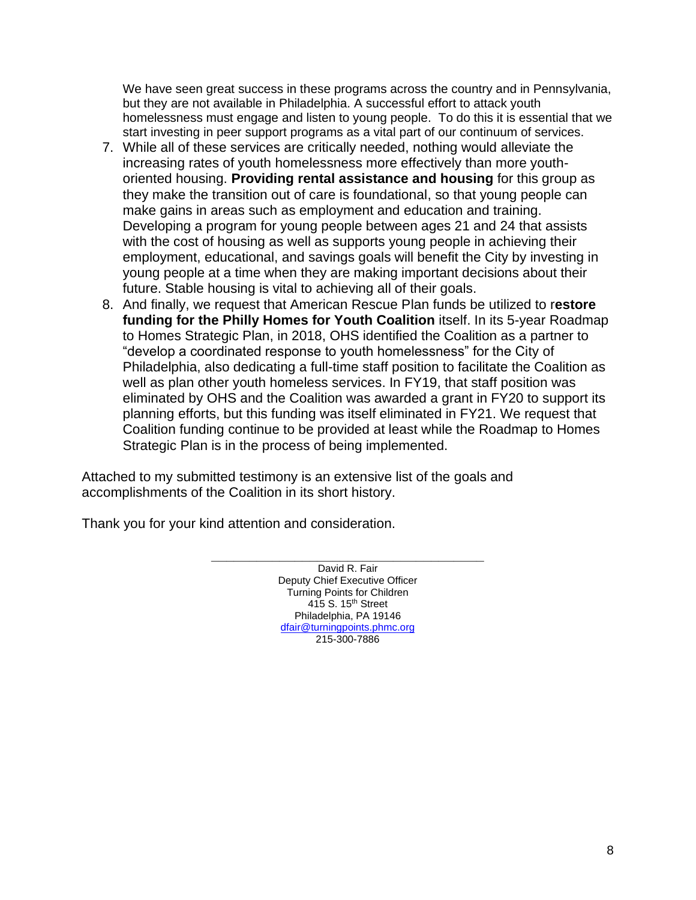We have seen great success in these programs across the country and in Pennsylvania, but they are not available in Philadelphia. A successful effort to attack youth homelessness must engage and listen to young people. To do this it is essential that we start investing in peer support programs as a vital part of our continuum of services.

7. While all of these services are critically needed, nothing would alleviate the increasing rates of youth homelessness more effectively than more youth-oriented housing. **Providing rental assistance and housing** for this group as they make the transition out of care is foundational, so that young people can make gains in areas such as employment and education and training. Developing a program for young people between ages 21 and 24 that assists with the cost of housing as well as supports young people in achieving their employment, educational, and savings goals will benefit the City by investing in young people at a time when they are making important decisions about their future. Stable housing is vital to achieving all of their goals.
8. And finally, we request that American Rescue Plan funds be utilized to r**estore funding for the Philly Homes for Youth Coalition** itself. In its 5-year Roadmap to Homes Strategic Plan, in 2018, OHS identified the Coalition as a partner to "develop a coordinated response to youth homelessness" for the City of Philadelphia, also dedicating a full-time staff position to facilitate the Coalition as well as plan other youth homeless services. In FY19, that staff position was eliminated by OHS and the Coalition was awarded a grant in FY20 to support its planning efforts, but this funding was itself eliminated in FY21. We request that Coalition funding continue to be provided at least while the Roadmap to Homes Strategic Plan is in the process of being implemented.

Attached to my submitted testimony is an extensive list of the goals and accomplishments of the Coalition in its short history.

Thank you for your kind attention and consideration.

\_\_\_\_\_\_\_\_\_\_\_\_\_\_\_\_\_\_\_\_\_\_\_\_\_\_\_\_\_\_\_\_\_\_\_\_\_\_\_\_

David R. Fair
Deputy Chief Executive Officer
Turning Points for Children
415 S. 15th Street
Philadelphia, PA 19146
dfair@turningpoints.phmc.org
215-300-7886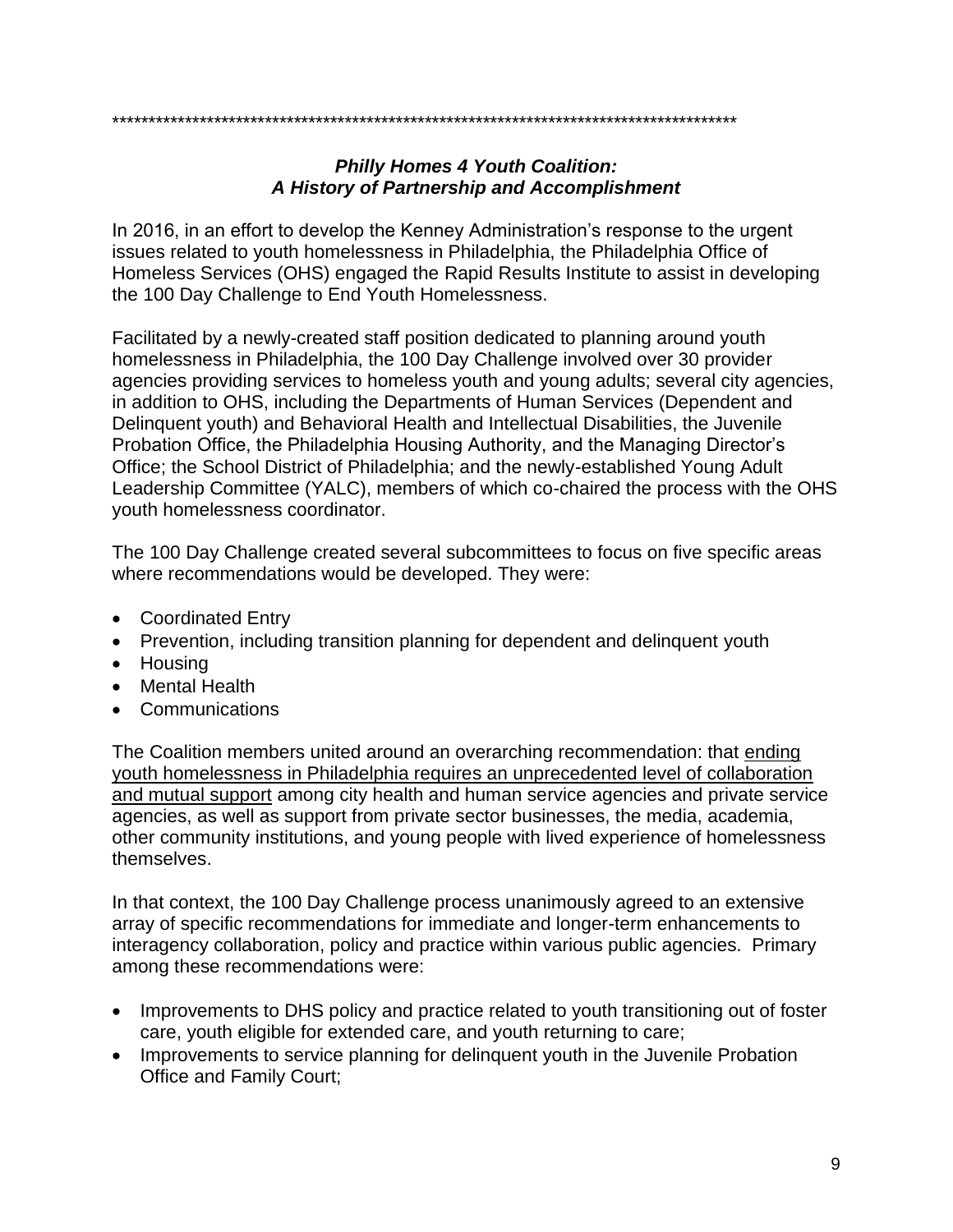\*\*\*\*\*\*\*\*\*\*\*\*\*\*\*\*\*\*\*\*\*\*\*\*\*\*\*\*\*\*\*\*\*\*\*\*\*\*\*\*\*\*\*\*\*\*\*\*\*\*\*\*\*\*\*\*\*\*\*\*\*\*\*\*\*\*\*\*\*\*\*\*\*\*\*\*\*\*\*\*\*\*\*\*\*\*\*

## *Philly Homes 4 Youth Coalition: A History of Partnership and Accomplishment*

In 2016, in an effort to develop the Kenney Administration's response to the urgent issues related to youth homelessness in Philadelphia, the Philadelphia Office of Homeless Services (OHS) engaged the Rapid Results Institute to assist in developing the 100 Day Challenge to End Youth Homelessness.

Facilitated by a newly-created staff position dedicated to planning around youth homelessness in Philadelphia, the 100 Day Challenge involved over 30 provider agencies providing services to homeless youth and young adults; several city agencies, in addition to OHS, including the Departments of Human Services (Dependent and Delinquent youth) and Behavioral Health and Intellectual Disabilities, the Juvenile Probation Office, the Philadelphia Housing Authority, and the Managing Director's Office; the School District of Philadelphia; and the newly-established Young Adult Leadership Committee (YALC), members of which co-chaired the process with the OHS youth homelessness coordinator.

The 100 Day Challenge created several subcommittees to focus on five specific areas where recommendations would be developed. They were:

- Coordinated Entry
- Prevention, including transition planning for dependent and delinquent youth
- Housing
- Mental Health
- Communications

The Coalition members united around an overarching recommendation: that <u>ending youth homelessness in Philadelphia requires an unprecedented level of collaboration and mutual support</u> among city health and human service agencies and private service agencies, as well as support from private sector businesses, the media, academia, other community institutions, and young people with lived experience of homelessness themselves.

In that context, the 100 Day Challenge process unanimously agreed to an extensive array of specific recommendations for immediate and longer-term enhancements to interagency collaboration, policy and practice within various public agencies. Primary among these recommendations were:

- Improvements to DHS policy and practice related to youth transitioning out of foster care, youth eligible for extended care, and youth returning to care;
- Improvements to service planning for delinquent youth in the Juvenile Probation Office and Family Court;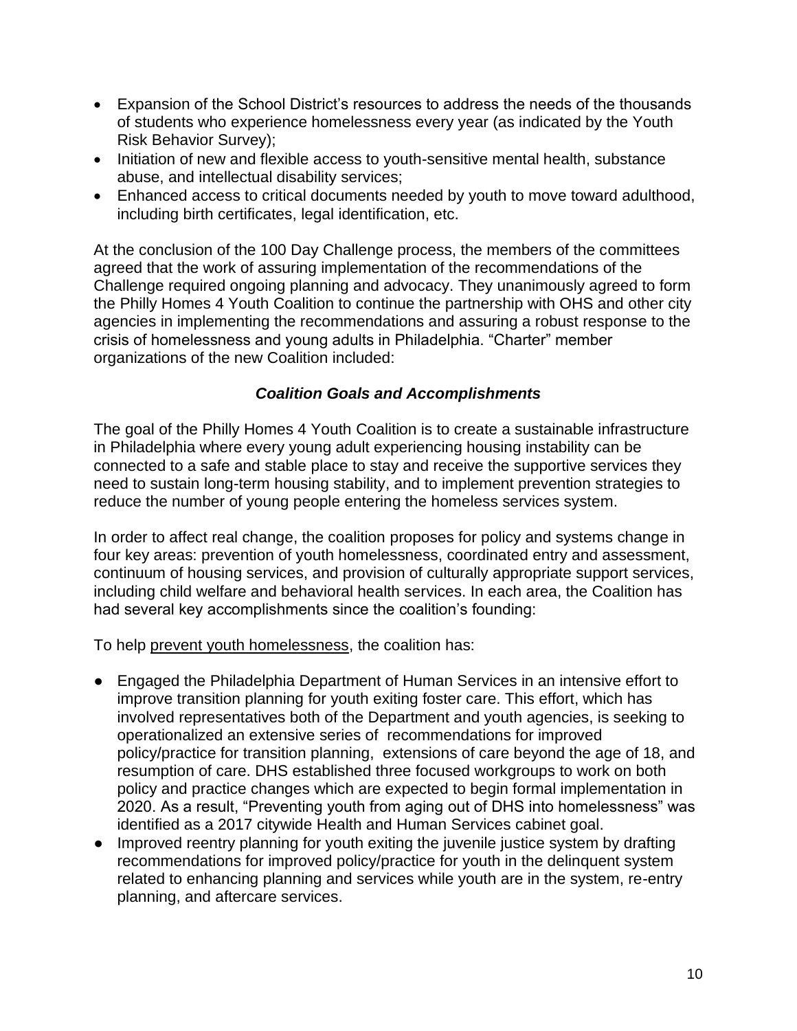- Expansion of the School District's resources to address the needs of the thousands of students who experience homelessness every year (as indicated by the Youth Risk Behavior Survey);
- Initiation of new and flexible access to youth-sensitive mental health, substance abuse, and intellectual disability services;
- Enhanced access to critical documents needed by youth to move toward adulthood, including birth certificates, legal identification, etc.

At the conclusion of the 100 Day Challenge process, the members of the committees agreed that the work of assuring implementation of the recommendations of the Challenge required ongoing planning and advocacy. They unanimously agreed to form the Philly Homes 4 Youth Coalition to continue the partnership with OHS and other city agencies in implementing the recommendations and assuring a robust response to the crisis of homelessness and young adults in Philadelphia. "Charter" member organizations of the new Coalition included:

### *Coalition Goals and Accomplishments*

The goal of the Philly Homes 4 Youth Coalition is to create a sustainable infrastructure in Philadelphia where every young adult experiencing housing instability can be connected to a safe and stable place to stay and receive the supportive services they need to sustain long-term housing stability, and to implement prevention strategies to reduce the number of young people entering the homeless services system.

In order to affect real change, the coalition proposes for policy and systems change in four key areas: prevention of youth homelessness, coordinated entry and assessment, continuum of housing services, and provision of culturally appropriate support services, including child welfare and behavioral health services. In each area, the Coalition has had several key accomplishments since the coalition's founding:

To help <u>prevent youth homelessness</u>, the coalition has:

- Engaged the Philadelphia Department of Human Services in an intensive effort to improve transition planning for youth exiting foster care. This effort, which has involved representatives both of the Department and youth agencies, is seeking to operationalized an extensive series of recommendations for improved policy/practice for transition planning, extensions of care beyond the age of 18, and resumption of care. DHS established three focused workgroups to work on both policy and practice changes which are expected to begin formal implementation in 2020. As a result, "Preventing youth from aging out of DHS into homelessness" was identified as a 2017 citywide Health and Human Services cabinet goal.
- Improved reentry planning for youth exiting the juvenile justice system by drafting recommendations for improved policy/practice for youth in the delinquent system related to enhancing planning and services while youth are in the system, re-entry planning, and aftercare services.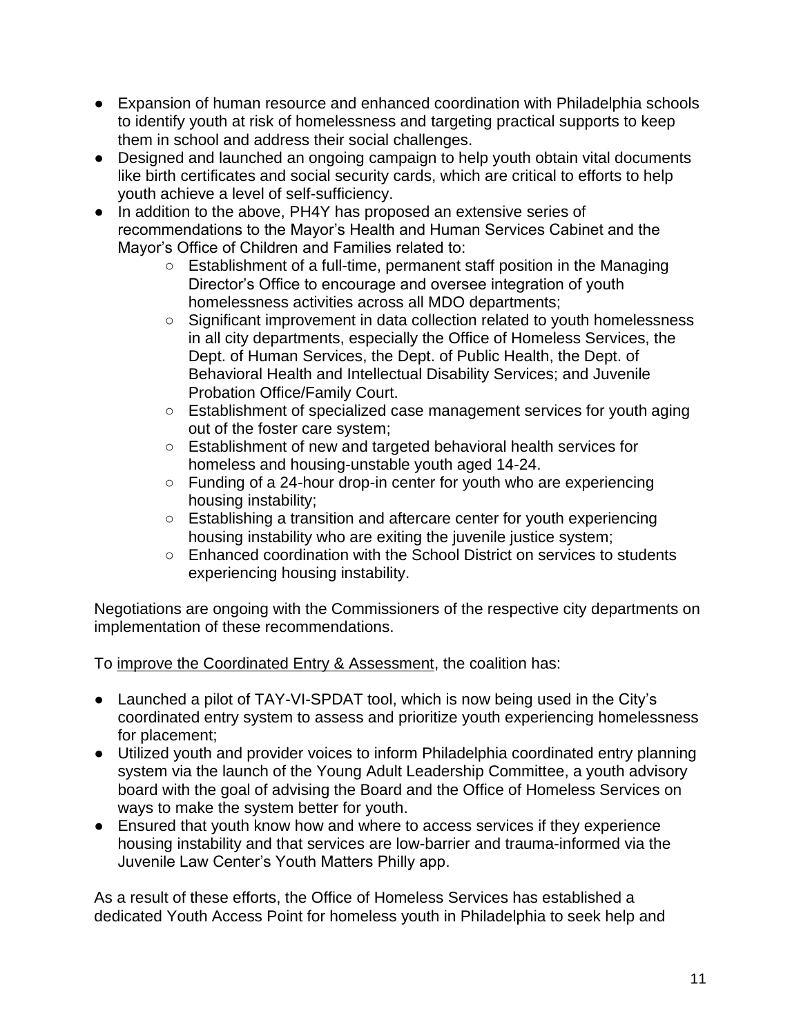- Expansion of human resource and enhanced coordination with Philadelphia schools to identify youth at risk of homelessness and targeting practical supports to keep them in school and address their social challenges.
- Designed and launched an ongoing campaign to help youth obtain vital documents like birth certificates and social security cards, which are critical to efforts to help youth achieve a level of self-sufficiency.
- In addition to the above, PH4Y has proposed an extensive series of recommendations to the Mayor's Health and Human Services Cabinet and the Mayor's Office of Children and Families related to:
    - Establishment of a full-time, permanent staff position in the Managing Director's Office to encourage and oversee integration of youth homelessness activities across all MDO departments;
    - Significant improvement in data collection related to youth homelessness in all city departments, especially the Office of Homeless Services, the Dept. of Human Services, the Dept. of Public Health, the Dept. of Behavioral Health and Intellectual Disability Services; and Juvenile Probation Office/Family Court.
    - Establishment of specialized case management services for youth aging out of the foster care system;
    - Establishment of new and targeted behavioral health services for homeless and housing-unstable youth aged 14-24.
    - Funding of a 24-hour drop-in center for youth who are experiencing housing instability;
    - Establishing a transition and aftercare center for youth experiencing housing instability who are exiting the juvenile justice system;
    - Enhanced coordination with the School District on services to students experiencing housing instability.

Negotiations are ongoing with the Commissioners of the respective city departments on implementation of these recommendations.

To <u>improve the Coordinated Entry & Assessment</u>, the coalition has:

- Launched a pilot of TAY-VI-SPDAT tool, which is now being used in the City's coordinated entry system to assess and prioritize youth experiencing homelessness for placement;
- Utilized youth and provider voices to inform Philadelphia coordinated entry planning system via the launch of the Young Adult Leadership Committee, a youth advisory board with the goal of advising the Board and the Office of Homeless Services on ways to make the system better for youth.
- Ensured that youth know how and where to access services if they experience housing instability and that services are low-barrier and trauma-informed via the Juvenile Law Center's Youth Matters Philly app.

As a result of these efforts, the Office of Homeless Services has established a dedicated Youth Access Point for homeless youth in Philadelphia to seek help and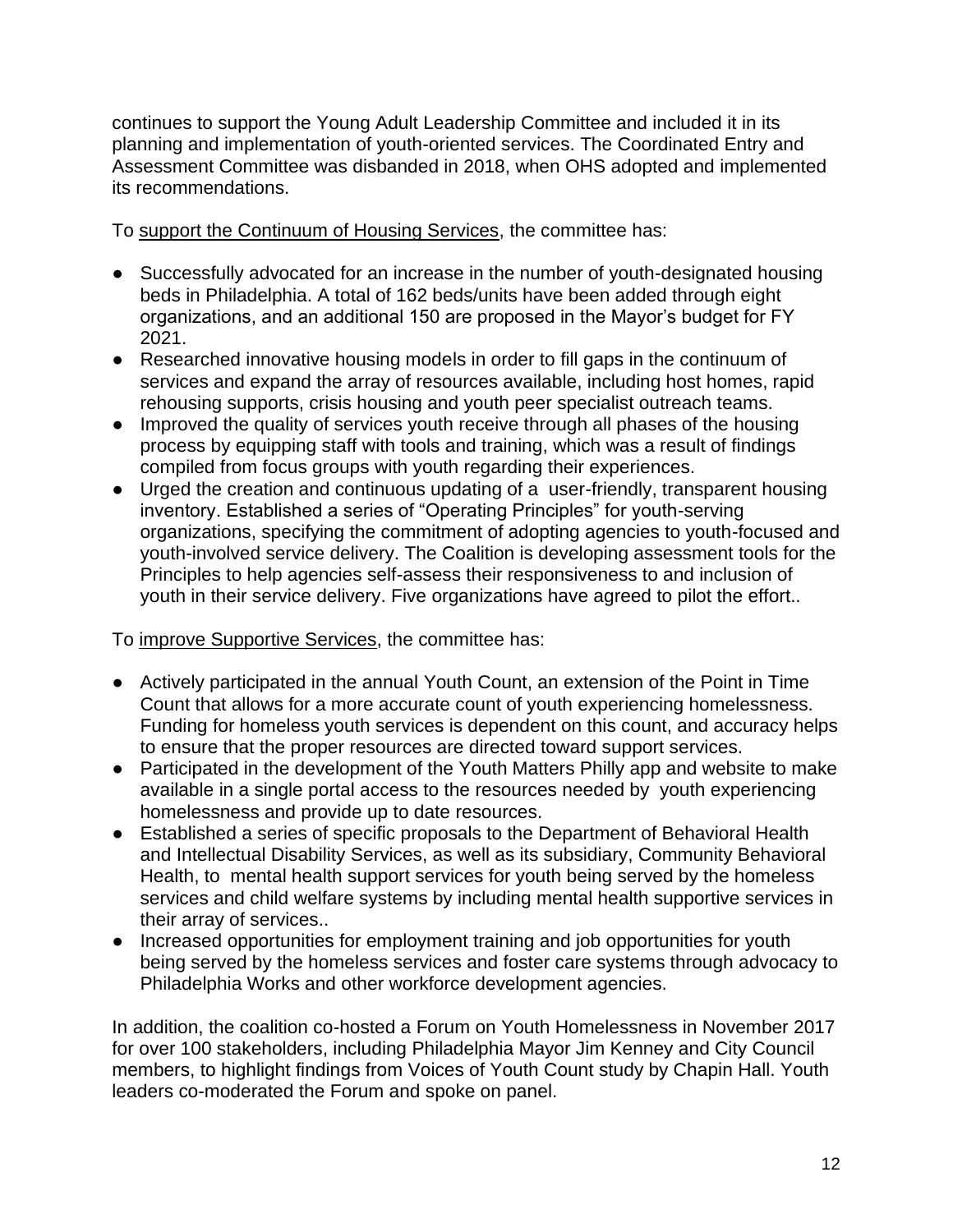continues to support the Young Adult Leadership Committee and included it in its planning and implementation of youth-oriented services. The Coordinated Entry and Assessment Committee was disbanded in 2018, when OHS adopted and implemented its recommendations.

To <u>support the Continuum of Housing Services</u>, the committee has:

- Successfully advocated for an increase in the number of youth-designated housing beds in Philadelphia. A total of 162 beds/units have been added through eight organizations, and an additional 150 are proposed in the Mayor's budget for FY 2021.
- Researched innovative housing models in order to fill gaps in the continuum of services and expand the array of resources available, including host homes, rapid rehousing supports, crisis housing and youth peer specialist outreach teams.
- Improved the quality of services youth receive through all phases of the housing process by equipping staff with tools and training, which was a result of findings compiled from focus groups with youth regarding their experiences.
- Urged the creation and continuous updating of a user-friendly, transparent housing inventory. Established a series of "Operating Principles" for youth-serving organizations, specifying the commitment of adopting agencies to youth-focused and youth-involved service delivery. The Coalition is developing assessment tools for the Principles to help agencies self-assess their responsiveness to and inclusion of youth in their service delivery. Five organizations have agreed to pilot the effort..

To <u>improve Supportive Services</u>, the committee has:

- Actively participated in the annual Youth Count, an extension of the Point in Time Count that allows for a more accurate count of youth experiencing homelessness. Funding for homeless youth services is dependent on this count, and accuracy helps to ensure that the proper resources are directed toward support services.
- Participated in the development of the Youth Matters Philly app and website to make available in a single portal access to the resources needed by youth experiencing homelessness and provide up to date resources.
- Established a series of specific proposals to the Department of Behavioral Health and Intellectual Disability Services, as well as its subsidiary, Community Behavioral Health, to mental health support services for youth being served by the homeless services and child welfare systems by including mental health supportive services in their array of services..
- Increased opportunities for employment training and job opportunities for youth being served by the homeless services and foster care systems through advocacy to Philadelphia Works and other workforce development agencies.

In addition, the coalition co-hosted a Forum on Youth Homelessness in November 2017 for over 100 stakeholders, including Philadelphia Mayor Jim Kenney and City Council members, to highlight findings from Voices of Youth Count study by Chapin Hall. Youth leaders co-moderated the Forum and spoke on panel.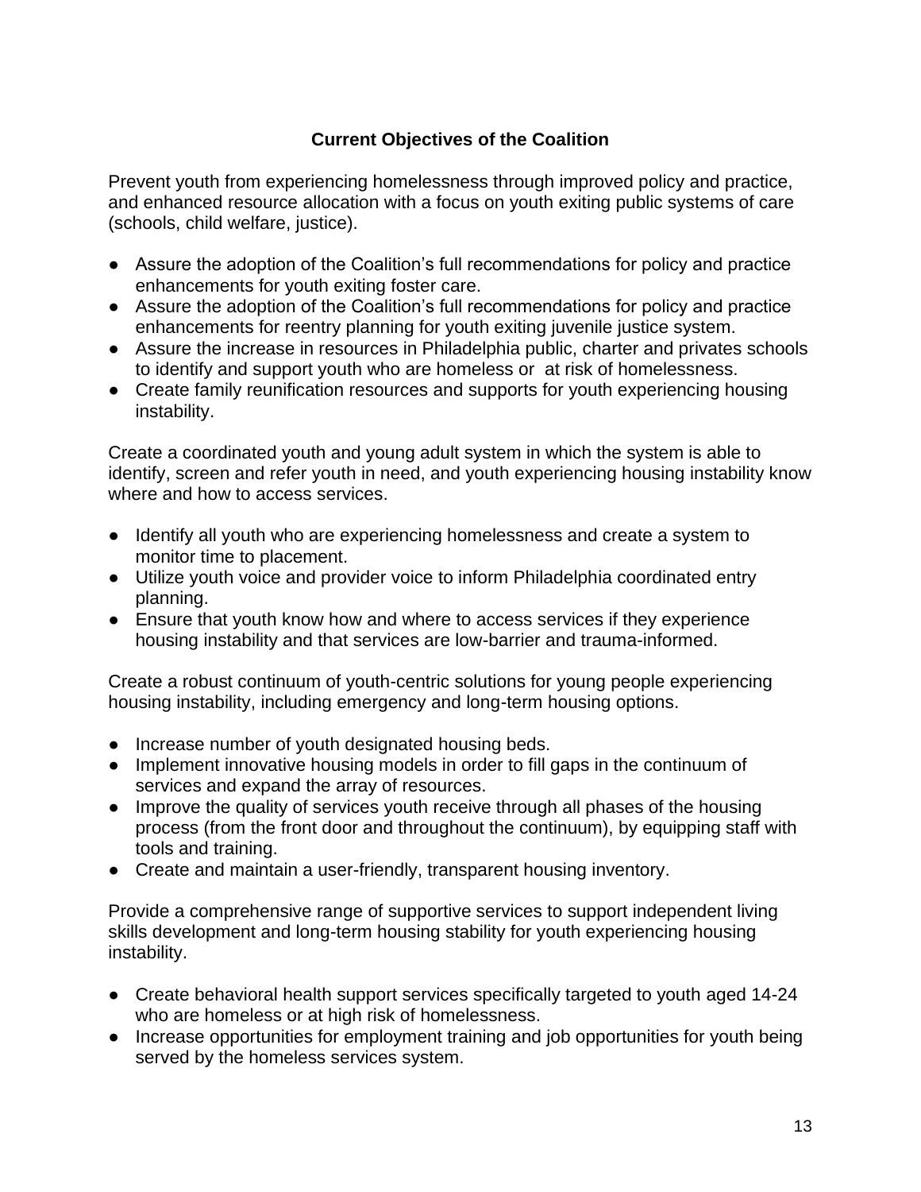## Current Objectives of the Coalition

Prevent youth from experiencing homelessness through improved policy and practice, and enhanced resource allocation with a focus on youth exiting public systems of care (schools, child welfare, justice).

- Assure the adoption of the Coalition's full recommendations for policy and practice enhancements for youth exiting foster care.
- Assure the adoption of the Coalition's full recommendations for policy and practice enhancements for reentry planning for youth exiting juvenile justice system.
- Assure the increase in resources in Philadelphia public, charter and privates schools to identify and support youth who are homeless or at risk of homelessness.
- Create family reunification resources and supports for youth experiencing housing instability.

Create a coordinated youth and young adult system in which the system is able to identify, screen and refer youth in need, and youth experiencing housing instability know where and how to access services.

- Identify all youth who are experiencing homelessness and create a system to monitor time to placement.
- Utilize youth voice and provider voice to inform Philadelphia coordinated entry planning.
- Ensure that youth know how and where to access services if they experience housing instability and that services are low-barrier and trauma-informed.

Create a robust continuum of youth-centric solutions for young people experiencing housing instability, including emergency and long-term housing options.

- Increase number of youth designated housing beds.
- Implement innovative housing models in order to fill gaps in the continuum of services and expand the array of resources.
- Improve the quality of services youth receive through all phases of the housing process (from the front door and throughout the continuum), by equipping staff with tools and training.
- Create and maintain a user-friendly, transparent housing inventory.

Provide a comprehensive range of supportive services to support independent living skills development and long-term housing stability for youth experiencing housing instability.

- Create behavioral health support services specifically targeted to youth aged 14-24 who are homeless or at high risk of homelessness.
- Increase opportunities for employment training and job opportunities for youth being served by the homeless services system.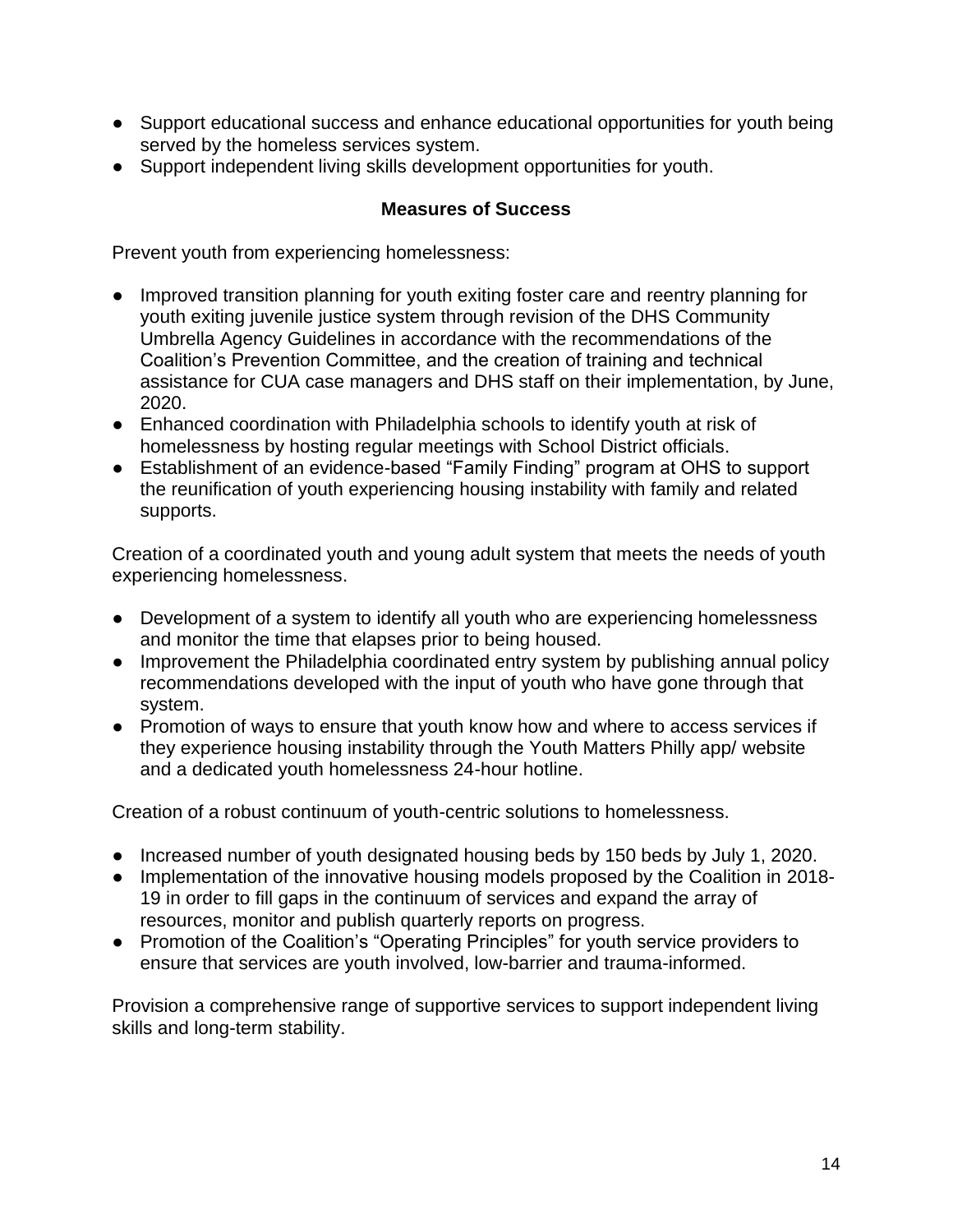- Support educational success and enhance educational opportunities for youth being served by the homeless services system.
- Support independent living skills development opportunities for youth.

## Measures of Success

Prevent youth from experiencing homelessness:

- Improved transition planning for youth exiting foster care and reentry planning for youth exiting juvenile justice system through revision of the DHS Community Umbrella Agency Guidelines in accordance with the recommendations of the Coalition's Prevention Committee, and the creation of training and technical assistance for CUA case managers and DHS staff on their implementation, by June, 2020.
- Enhanced coordination with Philadelphia schools to identify youth at risk of homelessness by hosting regular meetings with School District officials.
- Establishment of an evidence-based "Family Finding" program at OHS to support the reunification of youth experiencing housing instability with family and related supports.

Creation of a coordinated youth and young adult system that meets the needs of youth experiencing homelessness.

- Development of a system to identify all youth who are experiencing homelessness and monitor the time that elapses prior to being housed.
- Improvement the Philadelphia coordinated entry system by publishing annual policy recommendations developed with the input of youth who have gone through that system.
- Promotion of ways to ensure that youth know how and where to access services if they experience housing instability through the Youth Matters Philly app/ website and a dedicated youth homelessness 24-hour hotline.

Creation of a robust continuum of youth-centric solutions to homelessness.

- Increased number of youth designated housing beds by 150 beds by July 1, 2020.
- Implementation of the innovative housing models proposed by the Coalition in 2018-19 in order to fill gaps in the continuum of services and expand the array of resources, monitor and publish quarterly reports on progress.
- Promotion of the Coalition's "Operating Principles" for youth service providers to ensure that services are youth involved, low-barrier and trauma-informed.

Provision a comprehensive range of supportive services to support independent living skills and long-term stability.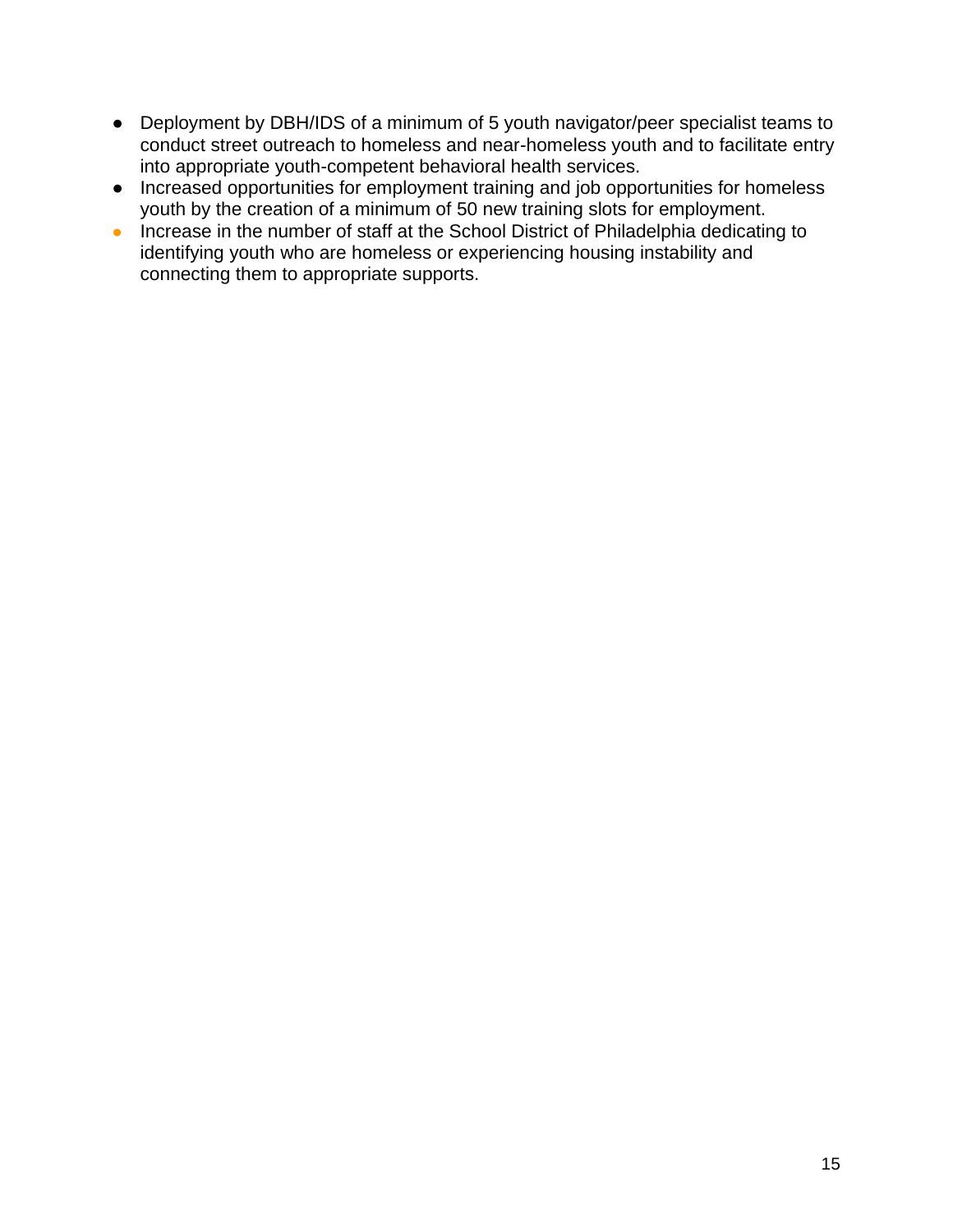- Deployment by DBH/IDS of a minimum of 5 youth navigator/peer specialist teams to conduct street outreach to homeless and near-homeless youth and to facilitate entry into appropriate youth-competent behavioral health services.
- Increased opportunities for employment training and job opportunities for homeless youth by the creation of a minimum of 50 new training slots for employment.
- Increase in the number of staff at the School District of Philadelphia dedicating to identifying youth who are homeless or experiencing housing instability and connecting them to appropriate supports.